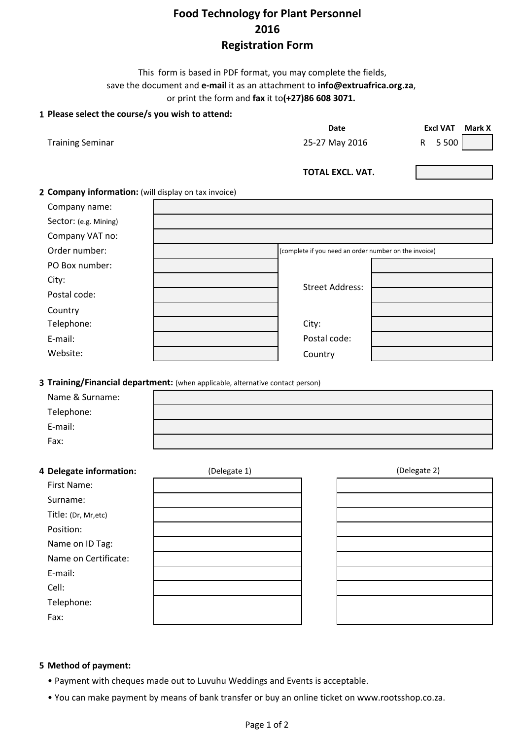# Food Technology for Plant Personnel
# 2016
# Registration Form

This form is based in PDF format, you may complete the fields, save the document and **e-mai**l it as an attachment to **info@extruafrica.org.za**, or print the form and **fax** it to**(+27)86 608 3071.**

## 1 Please select the course/s you wish to attend:

| | Date | Excl VAT | Mark X |
|---|---|---|---|
| Training Seminar | 25-27 May 2016 | R 5 500 | |
| | **TOTAL EXCL. VAT.** | | |

## 2 Company information: (will display on tax invoice)

| | |
|---|---|
| Company name: | |
| Sector: (e.g. Mining) | |
| Company VAT no: | |
| Order number: | (complete if you need an order number on the invoice) |

| | | | |
|---|---|---|---|
| PO Box number: | | Street Address: | |
| City: | | | |
| Postal code: | | | |
| Country | | | |
| Telephone: | | City: | |
| E-mail: | | Postal code: | |
| Website: | | Country | |

## 3 Training/Financial department: (when applicable, alternative contact person)

| | |
|---|---|
| Name & Surname: | |
| Telephone: | |
| E-mail: | |
| Fax: | |

## 4 Delegate information:

| | (Delegate 1) | (Delegate 2) |
|---|---|---|
| First Name: | | |
| Surname: | | |
| Title: (Dr, Mr,etc) | | |
| Position: | | |
| Name on ID Tag: | | |
| Name on Certificate: | | |
| E-mail: | | |
| Cell: | | |
| Telephone: | | |
| Fax: | | |

## 5 Method of payment:

- Payment with cheques made out to Luvuhu Weddings and Events is acceptable.
- You can make payment by means of bank transfer or buy an online ticket on www.rootsshop.co.za.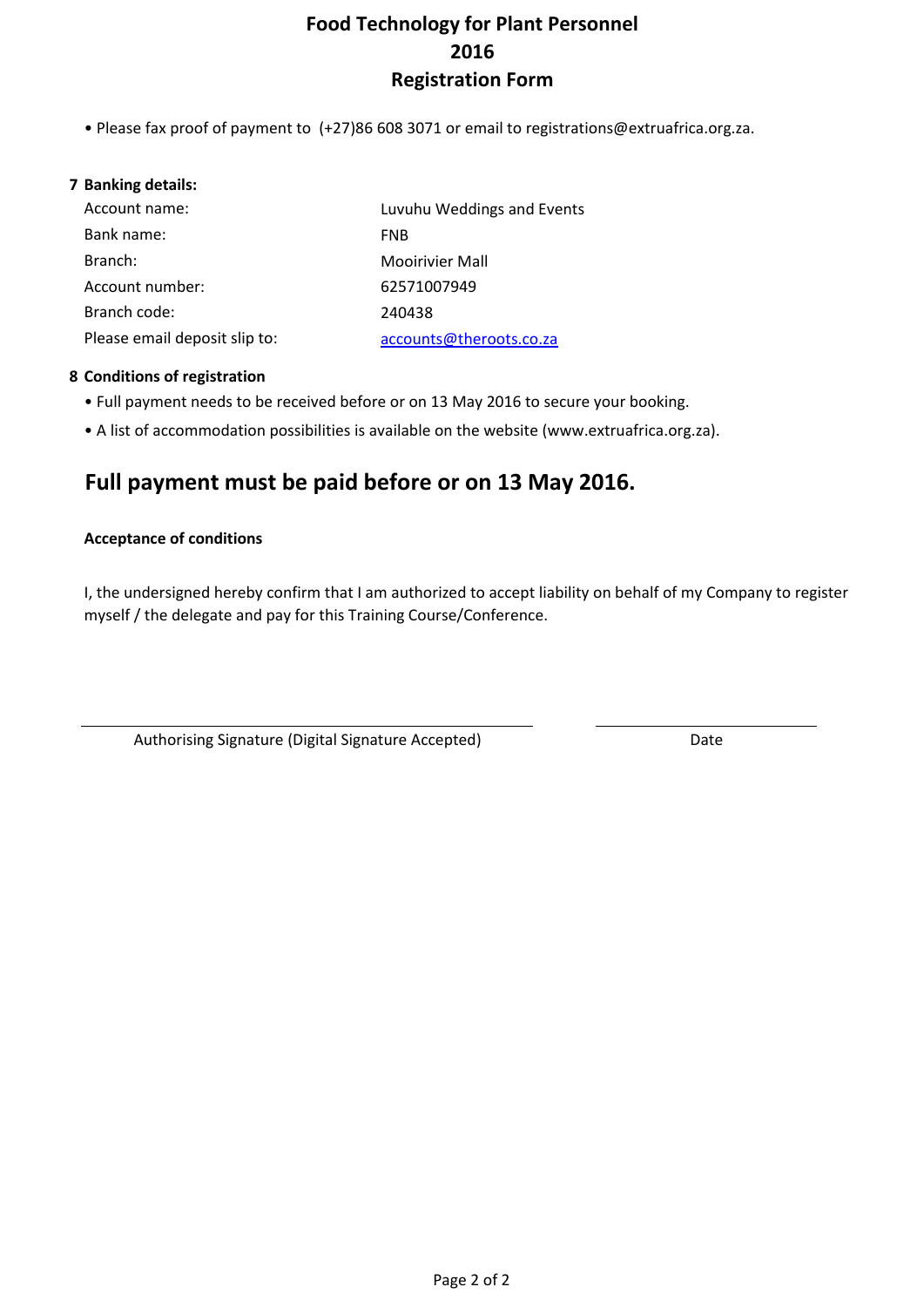# Food Technology for Plant Personnel
# 2016
# Registration Form

- Please fax proof of payment to (+27)86 608 3071 or email to registrations@extruafrica.org.za.

**7 Banking details:**

| | |
|---|---|
| Account name: | Luvuhu Weddings and Events |
| Bank name: | FNB |
| Branch: | Mooirivier Mall |
| Account number: | 62571007949 |
| Branch code: | 240438 |
| Please email deposit slip to: | accounts@theroots.co.za |

**8 Conditions of registration**

- Full payment needs to be received before or on 13 May 2016 to secure your booking.
- A list of accommodation possibilities is available on the website (www.extruafrica.org.za).

## Full payment must be paid before or on 13 May 2016.

**Acceptance of conditions**

I, the undersigned hereby confirm that I am authorized to accept liability on behalf of my Company to register myself / the delegate and pay for this Training Course/Conference.

Authorising Signature (Digital Signature Accepted) ______________________

Date ______________________